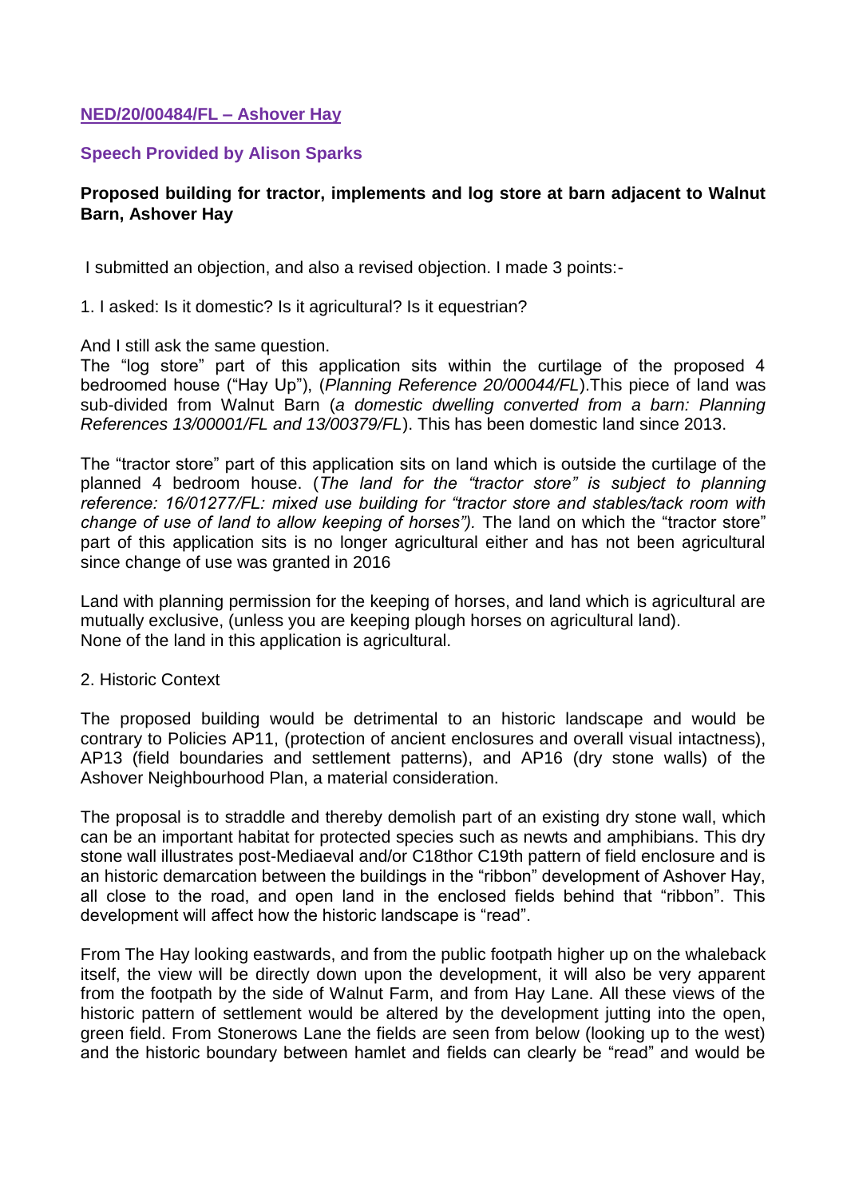**NED/20/00484/FL – Ashover Hay**

**Speech Provided by Alison Sparks**

**Proposed building for tractor, implements and log store at barn adjacent to Walnut Barn, Ashover Hay**

I submitted an objection, and also a revised objection. I made 3 points:-

1. I asked: Is it domestic? Is it agricultural? Is it equestrian?

And I still ask the same question.
The "log store" part of this application sits within the curtilage of the proposed 4 bedroomed house ("Hay Up"), (*Planning Reference 20/00044/FL*).This piece of land was sub-divided from Walnut Barn (*a domestic dwelling converted from a barn: Planning References 13/00001/FL and 13/00379/FL*). This has been domestic land since 2013.

The "tractor store" part of this application sits on land which is outside the curtilage of the planned 4 bedroom house. (*The land for the "tractor store" is subject to planning reference: 16/01277/FL: mixed use building for "tractor store and stables/tack room with change of use of land to allow keeping of horses").* The land on which the "tractor store" part of this application sits is no longer agricultural either and has not been agricultural since change of use was granted in 2016

Land with planning permission for the keeping of horses, and land which is agricultural are mutually exclusive, (unless you are keeping plough horses on agricultural land).
None of the land in this application is agricultural.

2. Historic Context

The proposed building would be detrimental to an historic landscape and would be contrary to Policies AP11, (protection of ancient enclosures and overall visual intactness), AP13 (field boundaries and settlement patterns), and AP16 (dry stone walls) of the Ashover Neighbourhood Plan, a material consideration.

The proposal is to straddle and thereby demolish part of an existing dry stone wall, which can be an important habitat for protected species such as newts and amphibians. This dry stone wall illustrates post-Mediaeval and/or C18thor C19th pattern of field enclosure and is an historic demarcation between the buildings in the "ribbon" development of Ashover Hay, all close to the road, and open land in the enclosed fields behind that "ribbon". This development will affect how the historic landscape is "read".

From The Hay looking eastwards, and from the public footpath higher up on the whaleback itself, the view will be directly down upon the development, it will also be very apparent from the footpath by the side of Walnut Farm, and from Hay Lane. All these views of the historic pattern of settlement would be altered by the development jutting into the open, green field. From Stonerows Lane the fields are seen from below (looking up to the west) and the historic boundary between hamlet and fields can clearly be "read" and would be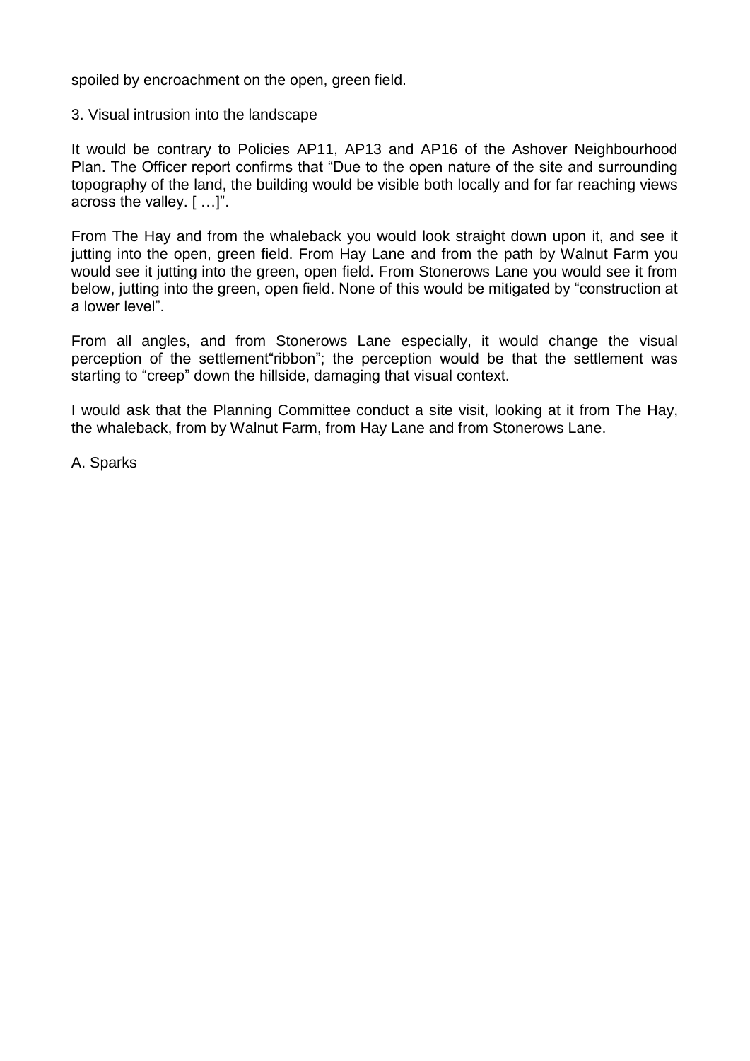spoiled by encroachment on the open, green field.

3. Visual intrusion into the landscape

It would be contrary to Policies AP11, AP13 and AP16 of the Ashover Neighbourhood Plan. The Officer report confirms that "Due to the open nature of the site and surrounding topography of the land, the building would be visible both locally and for far reaching views across the valley. [ …]".

From The Hay and from the whaleback you would look straight down upon it, and see it jutting into the open, green field. From Hay Lane and from the path by Walnut Farm you would see it jutting into the green, open field. From Stonerows Lane you would see it from below, jutting into the green, open field. None of this would be mitigated by "construction at a lower level".

From all angles, and from Stonerows Lane especially, it would change the visual perception of the settlement"ribbon"; the perception would be that the settlement was starting to "creep" down the hillside, damaging that visual context.

I would ask that the Planning Committee conduct a site visit, looking at it from The Hay, the whaleback, from by Walnut Farm, from Hay Lane and from Stonerows Lane.

A. Sparks